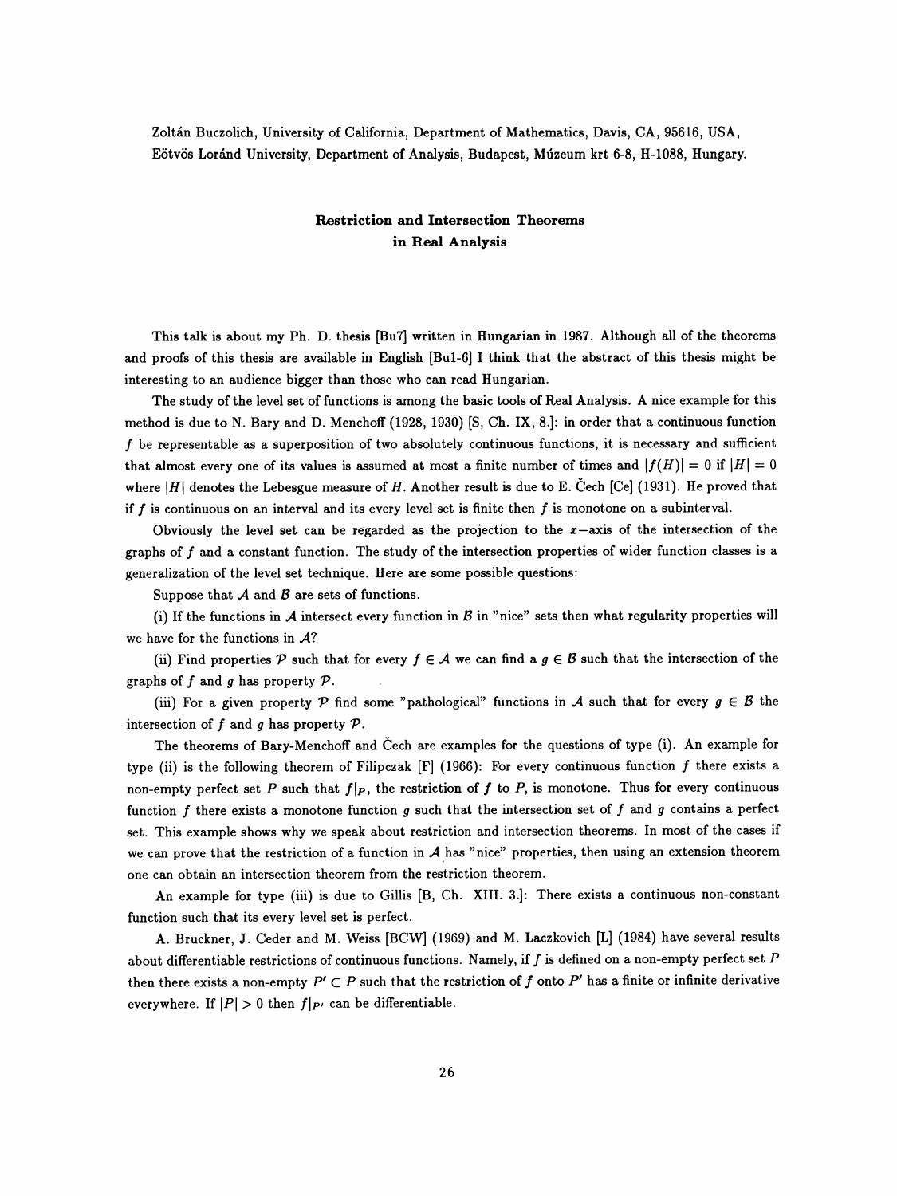Zoltán Buczolich, University of California, Department of Mathematics, Davis, CA, 95616, USA, Eötvös Loránd University, Department of Analysis, Budapest, Múzeum krt 6-8, H-1088, Hungary.

## Restriction and Intersection Theorems in Real Analysis

This talk is about my Ph. D. thesis [Bu7] written in Hungarian in 1987. Although all of the theorems and proofs of this thesis are available in English [Bu1-6] I think that the abstract of this thesis might be interesting to an audience bigger than those who can read Hungarian.

The study of the level set of functions is among the basic tools of Real Analysis. A nice example for this method is due to N. Bary and D. Menchoff (1928, 1930) [S, Ch. IX, 8.]: in order that a continuous function $f$ be representable as a superposition of two absolutely continuous functions, it is necessary and sufficient that almost every one of its values is assumed at most a finite number of times and $|f(H)| = 0$ if $|H| = 0$ where $|H|$ denotes the Lebesgue measure of $H$. Another result is due to E. Čech [Ce] (1931). He proved that if $f$ is continuous on an interval and its every level set is finite then $f$ is monotone on a subinterval.

Obviously the level set can be regarded as the projection to the $x$-axis of the intersection of the graphs of $f$ and a constant function. The study of the intersection properties of wider function classes is a generalization of the level set technique. Here are some possible questions:

Suppose that $\mathcal{A}$ and $\mathcal{B}$ are sets of functions.

(i) If the functions in $\mathcal{A}$ intersect every function in $\mathcal{B}$ in "nice" sets then what regularity properties will we have for the functions in $\mathcal{A}$?

(ii) Find properties $\mathcal{P}$ such that for every $f \in \mathcal{A}$ we can find a $g \in \mathcal{B}$ such that the intersection of the graphs of $f$ and $g$ has property $\mathcal{P}$.

(iii) For a given property $\mathcal{P}$ find some "pathological" functions in $\mathcal{A}$ such that for every $g \in \mathcal{B}$ the intersection of $f$ and $g$ has property $\mathcal{P}$.

The theorems of Bary-Menchoff and Čech are examples for the questions of type (i). An example for type (ii) is the following theorem of Filipczak [F] (1966): For every continuous function $f$ there exists a non-empty perfect set $P$ such that $f|_P$, the restriction of $f$ to $P$, is monotone. Thus for every continuous function $f$ there exists a monotone function $g$ such that the intersection set of $f$ and $g$ contains a perfect set. This example shows why we speak about restriction and intersection theorems. In most of the cases if we can prove that the restriction of a function in $\mathcal{A}$ has "nice" properties, then using an extension theorem one can obtain an intersection theorem from the restriction theorem.

An example for type (iii) is due to Gillis [B, Ch. XIII. 3.]: There exists a continuous non-constant function such that its every level set is perfect.

A. Bruckner, J. Ceder and M. Weiss [BCW] (1969) and M. Laczkovich [L] (1984) have several results about differentiable restrictions of continuous functions. Namely, if $f$ is defined on a non-empty perfect set $P$ then there exists a non-empty $P' \subset P$ such that the restriction of $f$ onto $P'$ has a finite or infinite derivative everywhere. If $|P| > 0$ then $f|_{P'}$ can be differentiable.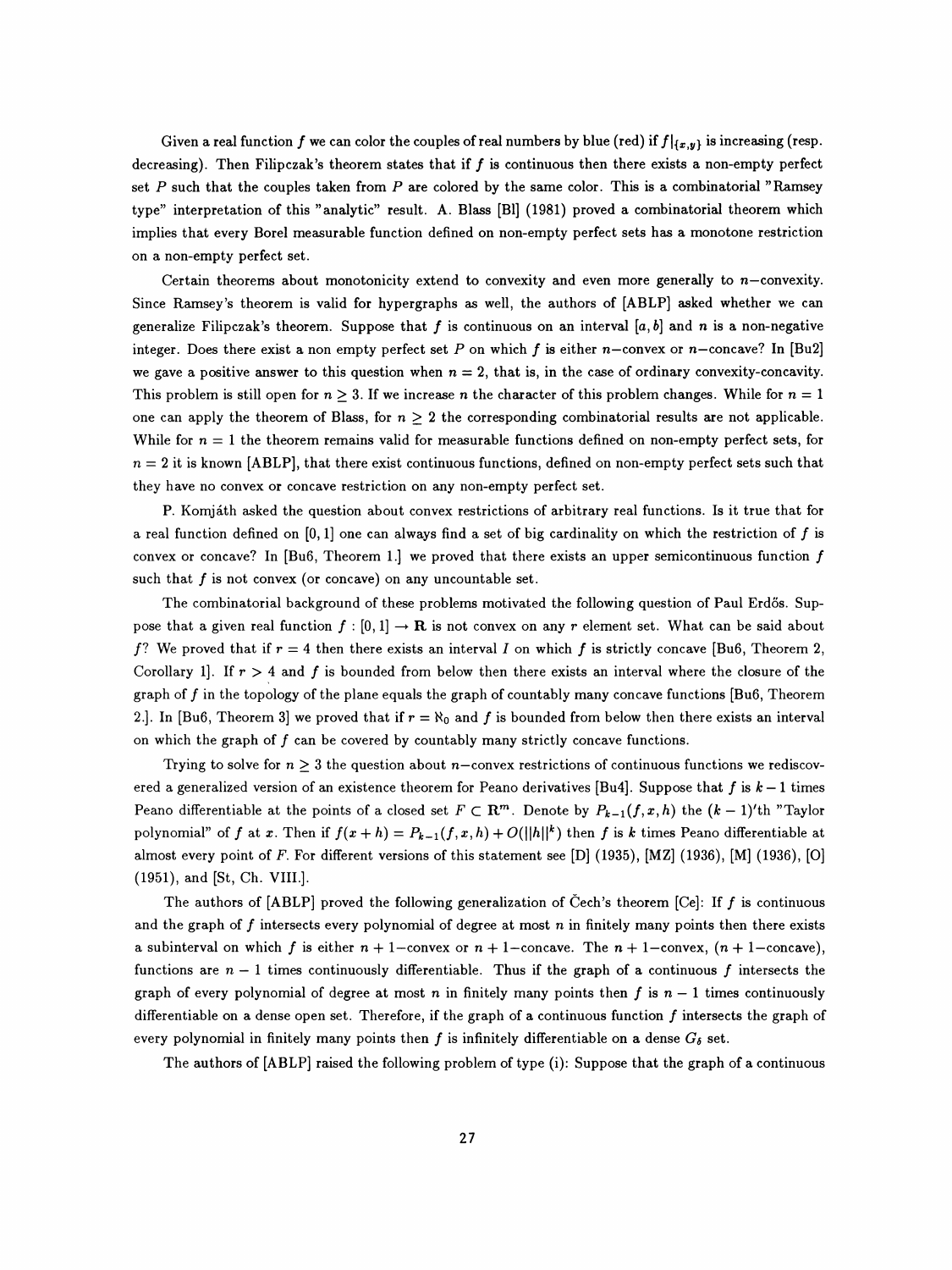Given a real function $f$ we can color the couples of real numbers by blue (red) if $f|_{\{x,y\}}$ is increasing (resp. decreasing). Then Filipczak's theorem states that if $f$ is continuous then there exists a non-empty perfect set $P$ such that the couples taken from $P$ are colored by the same color. This is a combinatorial "Ramsey type" interpretation of this "analytic" result. A. Blass [Bl] (1981) proved a combinatorial theorem which implies that every Borel measurable function defined on non-empty perfect sets has a monotone restriction on a non-empty perfect set.

Certain theorems about monotonicity extend to convexity and even more generally to $n$−convexity. Since Ramsey's theorem is valid for hypergraphs as well, the authors of [ABLP] asked whether we can generalize Filipczak's theorem. Suppose that $f$ is continuous on an interval $[a, b]$ and $n$ is a non-negative integer. Does there exist a non empty perfect set $P$ on which $f$ is either $n$−convex or $n$−concave? In [Bu2] we gave a positive answer to this question when $n = 2$, that is, in the case of ordinary convexity-concavity. This problem is still open for $n \geq 3$. If we increase $n$ the character of this problem changes. While for $n = 1$ one can apply the theorem of Blass, for $n \geq 2$ the corresponding combinatorial results are not applicable. While for $n = 1$ the theorem remains valid for measurable functions defined on non-empty perfect sets, for $n = 2$ it is known [ABLP], that there exist continuous functions, defined on non-empty perfect sets such that they have no convex or concave restriction on any non-empty perfect set.

P. Komjáth asked the question about convex restrictions of arbitrary real functions. Is it true that for a real function defined on $[0, 1]$ one can always find a set of big cardinality on which the restriction of $f$ is convex or concave? In [Bu6, Theorem 1.] we proved that there exists an upper semicontinuous function $f$ such that $f$ is not convex (or concave) on any uncountable set.

The combinatorial background of these problems motivated the following question of Paul Erdős. Suppose that a given real function $f : [0, 1] \to \mathbf{R}$ is not convex on any $r$ element set. What can be said about $f$? We proved that if $r = 4$ then there exists an interval $I$ on which $f$ is strictly concave [Bu6, Theorem 2, Corollary 1]. If $r > 4$ and $f$ is bounded from below then there exists an interval where the closure of the graph of $f$ in the topology of the plane equals the graph of countably many concave functions [Bu6, Theorem 2.]. In [Bu6, Theorem 3] we proved that if $r = \aleph_0$ and $f$ is bounded from below then there exists an interval on which the graph of $f$ can be covered by countably many strictly concave functions.

Trying to solve for $n \geq 3$ the question about $n$−convex restrictions of continuous functions we rediscovered a generalized version of an existence theorem for Peano derivatives [Bu4]. Suppose that $f$ is $k - 1$ times Peano differentiable at the points of a closed set $F \subset \mathbf{R}^m$. Denote by $P_{k-1}(f, x, h)$ the $(k - 1)$'th "Taylor polynomial" of $f$ at $x$. Then if $f(x + h) = P_{k-1}(f, x, h) + O(||h||^k)$ then $f$ is $k$ times Peano differentiable at almost every point of $F$. For different versions of this statement see [D] (1935), [MZ] (1936), [M] (1936), [O] (1951), and [St, Ch. VIII.].

The authors of [ABLP] proved the following generalization of Čech's theorem [Ce]: If $f$ is continuous and the graph of $f$ intersects every polynomial of degree at most $n$ in finitely many points then there exists a subinterval on which $f$ is either $n + 1$−convex or $n + 1$−concave. The $n + 1$−convex, ($n + 1$−concave), functions are $n - 1$ times continuously differentiable. Thus if the graph of a continuous $f$ intersects the graph of every polynomial of degree at most $n$ in finitely many points then $f$ is $n - 1$ times continuously differentiable on a dense open set. Therefore, if the graph of a continuous function $f$ intersects the graph of every polynomial in finitely many points then $f$ is infinitely differentiable on a dense $G_\delta$ set.

The authors of [ABLP] raised the following problem of type (i): Suppose that the graph of a continuous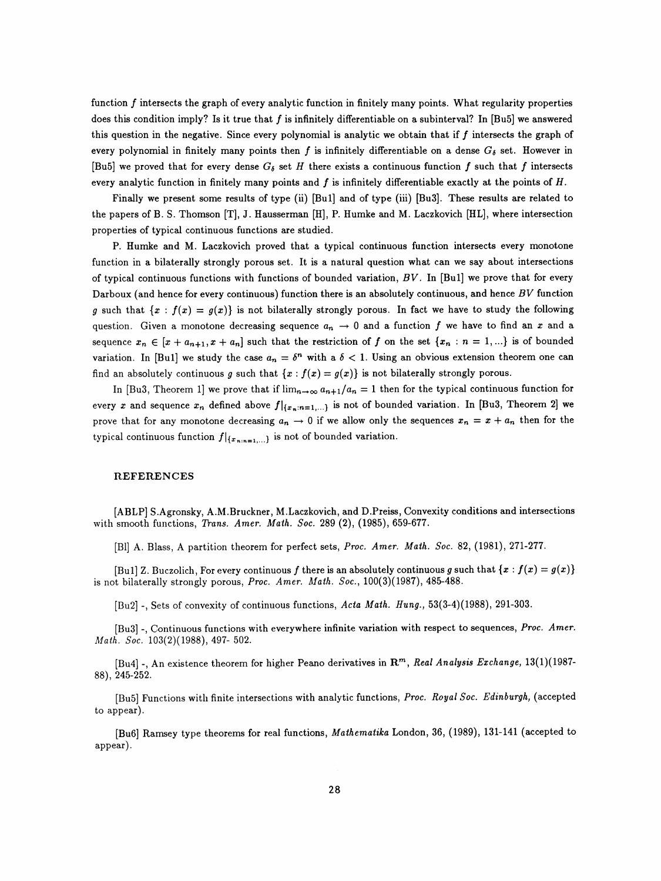function $f$ intersects the graph of every analytic function in finitely many points. What regularity properties does this condition imply? Is it true that $f$ is infinitely differentiable on a subinterval? In [Bu5] we answered this question in the negative. Since every polynomial is analytic we obtain that if $f$ intersects the graph of every polynomial in finitely many points then $f$ is infinitely differentiable on a dense $G_\delta$ set. However in [Bu5] we proved that for every dense $G_\delta$ set $H$ there exists a continuous function $f$ such that $f$ intersects every analytic function in finitely many points and $f$ is infinitely differentiable exactly at the points of $H$.

Finally we present some results of type (ii) [Bu1] and of type (iii) [Bu3]. These results are related to the papers of B. S. Thomson [T], J. Hausserman [H], P. Humke and M. Laczkovich [HL], where intersection properties of typical continuous functions are studied.

P. Humke and M. Laczkovich proved that a typical continuous function intersects every monotone function in a bilaterally strongly porous set. It is a natural question what can we say about intersections of typical continuous functions with functions of bounded variation, $BV$. In [Bu1] we prove that for every Darboux (and hence for every continuous) function there is an absolutely continuous, and hence $BV$ function $g$ such that $\{x : f(x) = g(x)\}$ is not bilaterally strongly porous. In fact we have to study the following question. Given a monotone decreasing sequence $a_n \to 0$ and a function $f$ we have to find an $x$ and a sequence $x_n \in [x + a_{n+1}, x + a_n]$ such that the restriction of $f$ on the set $\{x_n : n = 1, ...\}$ is of bounded variation. In [Bu1] we study the case $a_n = \delta^n$ with a $\delta < 1$. Using an obvious extension theorem one can find an absolutely continuous $g$ such that $\{x : f(x) = g(x)\}$ is not bilaterally strongly porous.

In [Bu3, Theorem 1] we prove that if $\lim_{n\to\infty} a_{n+1}/a_n = 1$ then for the typical continuous function for every $x$ and sequence $x_n$ defined above $f|_{\{x_n : n=1,...\}}$ is not of bounded variation. In [Bu3, Theorem 2] we prove that for any monotone decreasing $a_n \to 0$ if we allow only the sequences $x_n = x + a_n$ then for the typical continuous function $f|_{\{x_n : n=1,...\}}$ is not of bounded variation.

## REFERENCES

[ABLP] S.Agronsky, A.M.Bruckner, M.Laczkovich, and D.Preiss, Convexity conditions and intersections with smooth functions, *Trans. Amer. Math. Soc.* 289 (2), (1985), 659-677.

[Bl] A. Blass, A partition theorem for perfect sets, *Proc. Amer. Math. Soc.* 82, (1981), 271-277.

[Bu1] Z. Buczolich, For every continuous $f$ there is an absolutely continuous $g$ such that $\{x : f(x) = g(x)\}$ is not bilaterally strongly porous, *Proc. Amer. Math. Soc.*, 100(3)(1987), 485-488.

[Bu2] -, Sets of convexity of continuous functions, *Acta Math. Hung.*, 53(3-4)(1988), 291-303.

[Bu3] -, Continuous functions with everywhere infinite variation with respect to sequences, *Proc. Amer. Math. Soc.* 103(2)(1988), 497- 502.

[Bu4] -, An existence theorem for higher Peano derivatives in $\mathbf{R}^m$, *Real Analysis Exchange*, 13(1)(1987-88), 245-252.

[Bu5] Functions with finite intersections with analytic functions, *Proc. Royal Soc. Edinburgh*, (accepted to appear).

[Bu6] Ramsey type theorems for real functions, *Mathematika* London, 36, (1989), 131-141 (accepted to appear).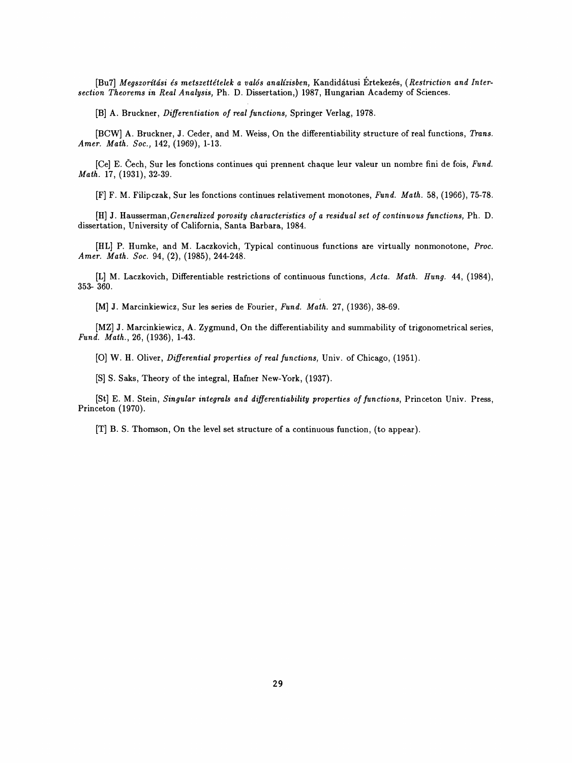[Bu7] *Megszorítási és metszettételek a valós analízisben,* Kandidátusi Értekezés, (*Restriction and Intersection Theorems in Real Analysis,* Ph. D. Dissertation,) 1987, Hungarian Academy of Sciences.

[B] A. Bruckner, *Differentiation of real functions,* Springer Verlag, 1978.

[BCW] A. Bruckner, J. Ceder, and M. Weiss, On the differentiability structure of real functions, *Trans. Amer. Math. Soc.,* 142, (1969), 1-13.

[Ce] E. Čech, Sur les fonctions continues qui prennent chaque leur valeur un nombre fini de fois, *Fund. Math.* 17, (1931), 32-39.

[F] F. M. Filipczak, Sur les fonctions continues relativement monotones, *Fund. Math.* 58, (1966), 75-78.

[H] J. Hausserman,*Generalized porosity characteristics of a residual set of continuous functions,* Ph. D. dissertation, University of California, Santa Barbara, 1984.

[HL] P. Humke, and M. Laczkovich, Typical continuous functions are virtually nonmonotone, *Proc. Amer. Math. Soc.* 94, (2), (1985), 244-248.

[L] M. Laczkovich, Differentiable restrictions of continuous functions, *Acta. Math. Hung.* 44, (1984), 353- 360.

[M] J. Marcinkiewicz, Sur les series de Fourier, *Fund. Math.* 27, (1936), 38-69.

[MZ] J. Marcinkiewicz, A. Zygmund, On the differentiability and summability of trigonometrical series, *Fund. Math.*, 26, (1936), 1-43.

[O] W. H. Oliver, *Differential properties of real functions,* Univ. of Chicago, (1951).

[S] S. Saks, Theory of the integral, Hafner New-York, (1937).

[St] E. M. Stein, *Singular integrals and differentiability properties of functions,* Princeton Univ. Press, Princeton (1970).

[T] B. S. Thomson, On the level set structure of a continuous function, (to appear).